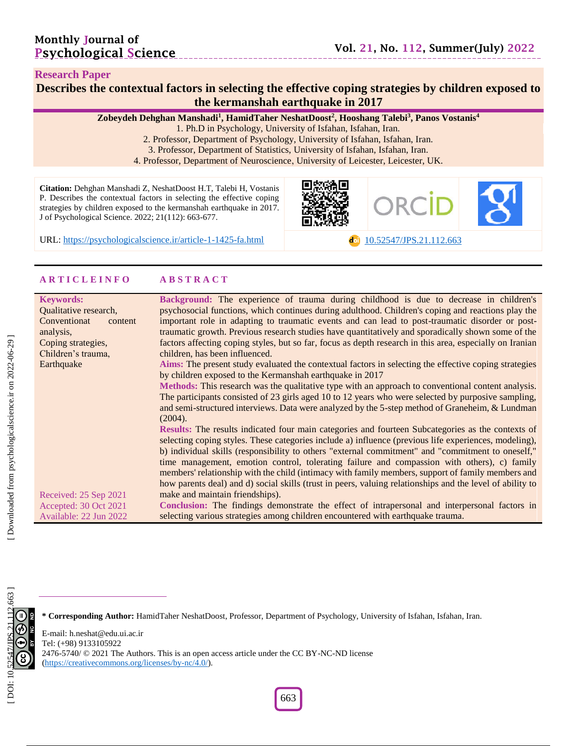Research Paper

# Describes the contextual factors in selecting the effective coping strategies by children exposed to the kermanshah earthquake in 2017

**Zobeydeh Dehghan Manshadi[1], HamidTaher NeshatDoost[2], Hooshang Talebi[3], Panos Vostanis[4]**

1. Ph.D in Psychology, University of Isfahan, Isfahan, Iran.
2. Professor, Department of Psychology, University of Isfahan, Isfahan, Iran.
3. Professor, Department of Statistics, University of Isfahan, Isfahan, Iran.
4. Professor, Department of Neuroscience, University of Leicester, Leicester, UK.

**Citation:** Dehghan Manshadi Z, NeshatDoost H.T, Talebi H, Vostanis P. Describes the contextual factors in selecting the effective coping strategies by children exposed to the kermanshah earthquake in 2017. J of Psychological Science. 2022; 21(112): 663-677.

URL: https://psychologicalscience.ir/article-1-1425-fa.html

10.52547/JPS.21.112.663

## ARTICLE INFO

**Keywords:**
Qualitative research,
Conventionat content analysis,
Coping strategies,
Children's trauma,
Earthquake

Received: 25 Sep 2021
Accepted: 30 Oct 2021
Available: 22 Jun 2022

## ABSTRACT

**Background:** The experience of trauma during childhood is due to decrease in children's psychosocial functions, which continues during adulthood. Children's coping and reactions play the important role in adapting to traumatic events and can lead to post-traumatic disorder or post-traumatic growth. Previous research studies have quantitatively and sporadically shown some of the factors affecting coping styles, but so far, focus as depth research in this area, especially on Iranian children, has been influenced.

**Aims:** The present study evaluated the contextual factors in selecting the effective coping strategies by children exposed to the Kermanshah earthquake in 2017

**Methods:** This research was the qualitative type with an approach to conventional content analysis. The participants consisted of 23 girls aged 10 to 12 years who were selected by purposive sampling, and semi-structured interviews. Data were analyzed by the 5-step method of Graneheim, & Lundman (2004).

**Results:** The results indicated four main categories and fourteen Subcategories as the contexts of selecting coping styles. These categories include a) influence (previous life experiences, modeling), b) individual skills (responsibility to others "external commitment" and "commitment to oneself," time management, emotion control, tolerating failure and compassion with others), c) family members' relationship with the child (intimacy with family members, support of family members and how parents deal) and d) social skills (trust in peers, valuing relationships and the level of ability to make and maintain friendships).

**Conclusion:** The findings demonstrate the effect of intrapersonal and interpersonal factors in selecting various strategies among children encountered with earthquake trauma.

---

**\* Corresponding Author:** HamidTaher NeshatDoost, Professor, Department of Psychology, University of Isfahan, Isfahan, Iran.

E-mail: h.neshat@edu.ui.ac.ir
Tel: (+98) 9133105922
2476-5740/ © 2021 The Authors. This is an open access article under the CC BY-NC-ND license (https://creativecommons.org/licenses/by-nc/4.0/).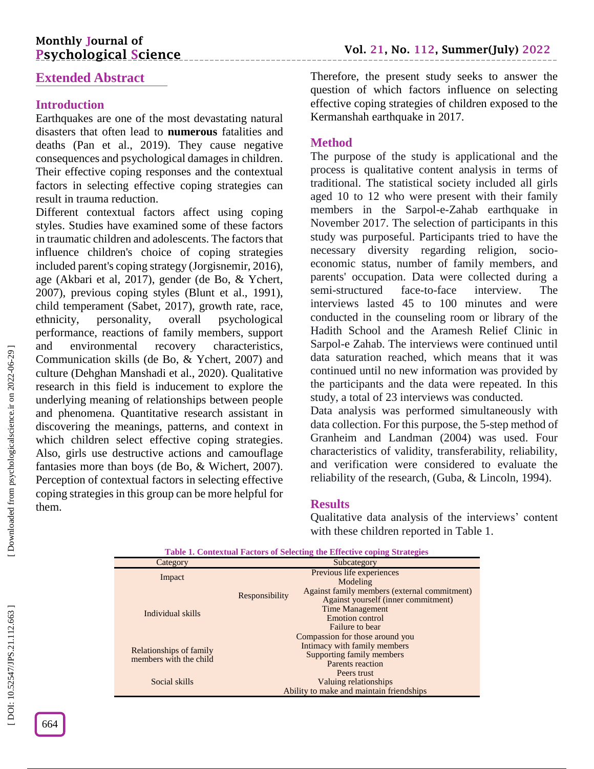## Extended Abstract

### Introduction

Earthquakes are one of the most devastating natural disasters that often lead to **numerous** fatalities and deaths (Pan et al., 2019). They cause negative consequences and psychological damages in children. Their effective coping responses and the contextual factors in selecting effective coping strategies can result in trauma reduction.

Different contextual factors affect using coping styles. Studies have examined some of these factors in traumatic children and adolescents. The factors that influence children's choice of coping strategies included parent's coping strategy (Jorgisnemir, 2016), age (Akbari et al, 2017), gender (de Bo, & Ychert, 2007), previous coping styles (Blunt et al., 1991), child temperament (Sabet, 2017), growth rate, race, ethnicity, personality, overall psychological performance, reactions of family members, support and environmental recovery characteristics, Communication skills (de Bo, & Ychert, 2007) and culture (Dehghan Manshadi et al., 2020). Qualitative research in this field is inducement to explore the underlying meaning of relationships between people and phenomena. Quantitative research assistant in discovering the meanings, patterns, and context in which children select effective coping strategies. Also, girls use destructive actions and camouflage fantasies more than boys (de Bo, & Wichert, 2007). Perception of contextual factors in selecting effective coping strategies in this group can be more helpful for them.

Therefore, the present study seeks to answer the question of which factors influence on selecting effective coping strategies of children exposed to the Kermanshah earthquake in 2017.

### Method

The purpose of the study is applicational and the process is qualitative content analysis in terms of traditional. The statistical society included all girls aged 10 to 12 who were present with their family members in the Sarpol-e-Zahab earthquake in November 2017. The selection of participants in this study was purposeful. Participants tried to have the necessary diversity regarding religion, socio-economic status, number of family members, and parents' occupation. Data were collected during a semi-structured face-to-face interview. The interviews lasted 45 to 100 minutes and were conducted in the counseling room or library of the Hadith School and the Aramesh Relief Clinic in Sarpol-e Zahab. The interviews were continued until data saturation reached, which means that it was continued until no new information was provided by the participants and the data were repeated. In this study, a total of 23 interviews was conducted.

Data analysis was performed simultaneously with data collection. For this purpose, the 5-step method of Granheim and Landman (2004) was used. Four characteristics of validity, transferability, reliability, and verification were considered to evaluate the reliability of the research, (Guba, & Lincoln, 1994).

### Results

Qualitative data analysis of the interviews' content with these children reported in Table 1.

**Table 1. Contextual Factors of Selecting the Effective coping Strategies**

| Category | | Subcategory |
|---|---|---|
| Impact | | Previous life experiences |
| | | Modeling |
| Individual skills | Responsibility | Against family members (external commitment) |
| | | Against yourself (inner commitment) |
| | | Time Management |
| | | Emotion control |
| | | Failure to bear |
| Relationships of family members with the child | | Compassion for those around you |
| | | Intimacy with family members |
| | | Supporting family members |
| | | Parents reaction |
| Social skills | | Peers trust |
| | | Valuing relationships |
| | | Ability to make and maintain friendships |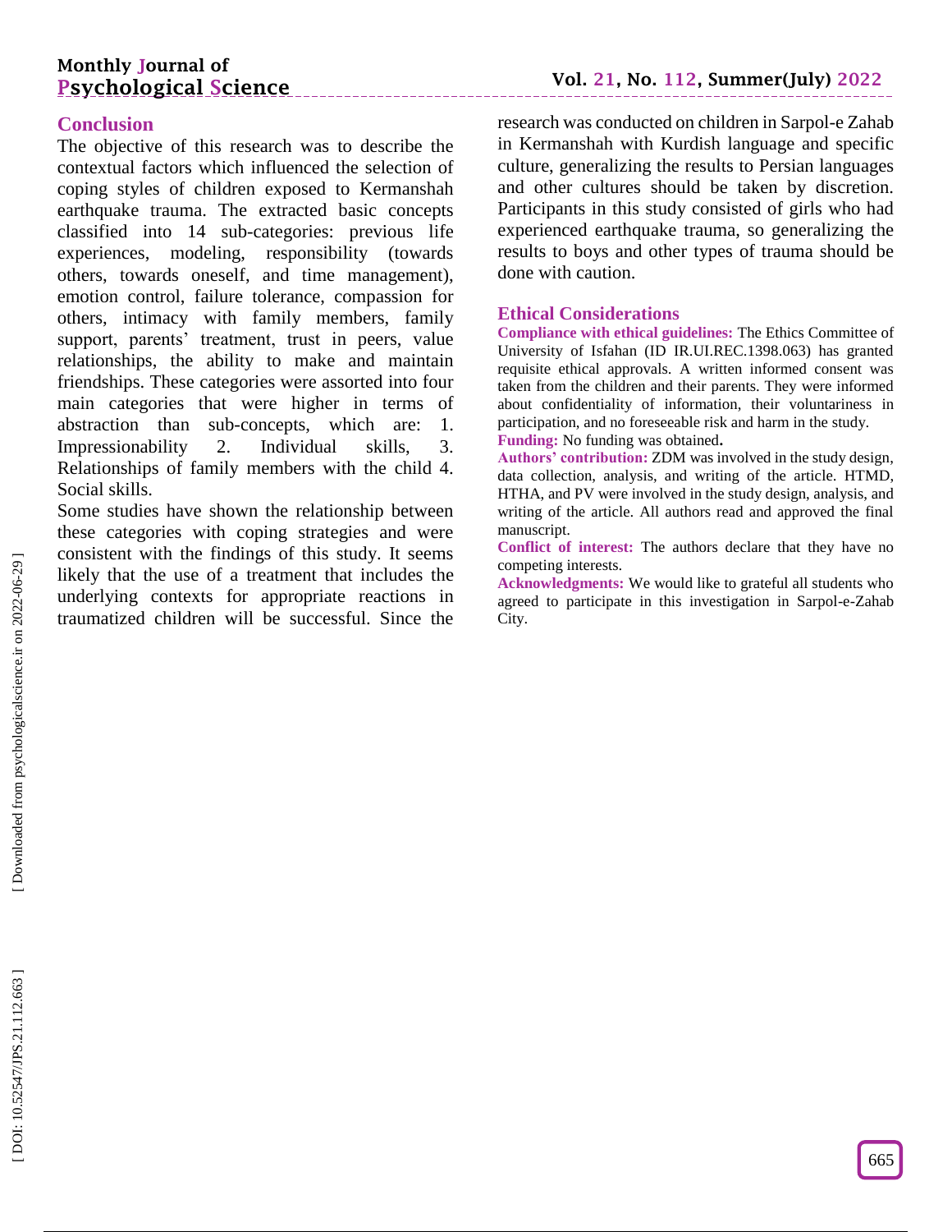## Conclusion

The objective of this research was to describe the contextual factors which influenced the selection of coping styles of children exposed to Kermanshah earthquake trauma. The extracted basic concepts classified into 14 sub-categories: previous life experiences, modeling, responsibility (towards others, towards oneself, and time management), emotion control, failure tolerance, compassion for others, intimacy with family members, family support, parents' treatment, trust in peers, value relationships, the ability to make and maintain friendships. These categories were assorted into four main categories that were higher in terms of abstraction than sub-concepts, which are: 1. Impressionability 2. Individual skills, 3. Relationships of family members with the child 4. Social skills.

Some studies have shown the relationship between these categories with coping strategies and were consistent with the findings of this study. It seems likely that the use of a treatment that includes the underlying contexts for appropriate reactions in traumatized children will be successful. Since the research was conducted on children in Sarpol-e Zahab in Kermanshah with Kurdish language and specific culture, generalizing the results to Persian languages and other cultures should be taken by discretion. Participants in this study consisted of girls who had experienced earthquake trauma, so generalizing the results to boys and other types of trauma should be done with caution.

## Ethical Considerations

**Compliance with ethical guidelines:** The Ethics Committee of University of Isfahan (ID IR.UI.REC.1398.063) has granted requisite ethical approvals. A written informed consent was taken from the children and their parents. They were informed about confidentiality of information, their voluntariness in participation, and no foreseeable risk and harm in the study.

**Funding:** No funding was obtained.

**Authors' contribution:** ZDM was involved in the study design, data collection, analysis, and writing of the article. HTMD, HTHA, and PV were involved in the study design, analysis, and writing of the article. All authors read and approved the final manuscript.

**Conflict of interest:** The authors declare that they have no competing interests.

**Acknowledgments:** We would like to grateful all students who agreed to participate in this investigation in Sarpol-e-Zahab City.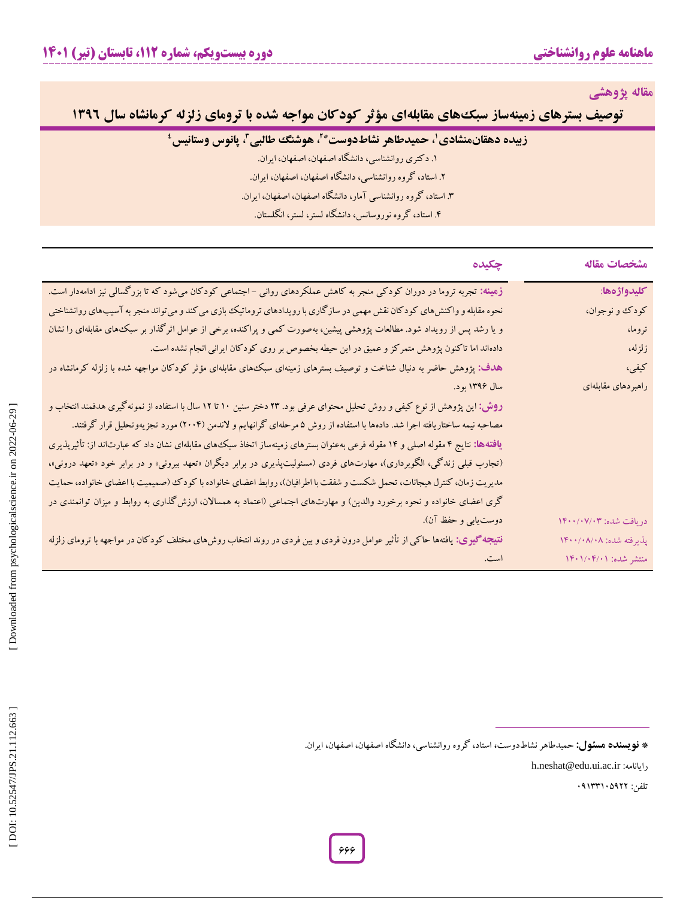مقاله پژوهشی

# توصیف بسترهای زمینه‌ساز سبک‌های مقابله‌ای مؤثر کودکان مواجه شده با ترومای زلزله کرمانشاه سال ۱۳۹۶

**زبیده دهقان‌منشادی[۱]، حمیدطاهر نشاط‌دوست*[۲]، هوشنگ طالبی[۳]، پانوس وستانیس[۴]**

۱. دکتری روانشناسی، دانشگاه اصفهان، اصفهان، ایران.

۲. استاد، گروه روانشناسی، دانشگاه اصفهان، اصفهان، ایران.

۳. استاد، گروه روانشناسی آمار، دانشگاه اصفهان، اصفهان، ایران.

۴. استاد، گروه نوروسانس، دانشگاه لستر، لستر، انگلستان.

## مشخصات مقاله

**کلیدواژه‌ها:**
کودک و نوجوان،
تروما،
زلزله،
کیفی،
راهبردهای مقابله‌ای

دریافت شده: ۱۴۰۰/۰۷/۰۳
پذیرفته شده: ۱۴۰۰/۰۸/۰۸
منتشر شده: ۱۴۰۱/۰۴/۰۱

## چکیده

**زمینه:** تجربه تروما در دوران کودکی منجر به کاهش عملکردهای روانی - اجتماعی کودکان می‌شود که تا بزرگسالی نیز ادامه‌دار است. نحوه مقابله و واکنش‌های کودکان نقش مهمی در سازگاری با رویدادهای تروماتیک بازی می‌کند و می‌تواند منجر به آسیب‌های روانشناختی و یا رشد پس از رویداد شود. مطالعات پژوهشی پیشین، به‌صورت کمی و پراکنده، برخی از عوامل اثرگذار بر سبک‌های مقابله‌ای را نشان داده‌اند اما تاکنون پژوهش متمرکز و عمیق در این حیطه بخصوص بر روی کودکان ایرانی انجام نشده است.

**هدف:** پژوهش حاضر به دنبال شناخت و توصیف بسترهای زمینه‌ای سبک‌های مقابله‌ای مؤثر کودکان مواجهه شده با زلزله کرمانشاه در سال ۱۳۹۶ بود.

**روش:** این پژوهش از نوع کیفی و روش تحلیل محتوای عرفی بود. ۲۳ دختر سنین ۱۰ تا ۱۲ سال با استفاده از نمونه‌گیری هدفمند انتخاب و مصاحبه نیمه ساختاریافته اجرا شد. داده‌ها با استفاده از روش ۵ مرحله‌ای گرانهایم و لاندمن (۲۰۰۴) مورد تجزیه‌وتحلیل قرار گرفتند.

**یافته‌ها:** نتایج ۴ مقوله اصلی و ۱۴ مقوله فرعی به‌عنوان بسترهای زمینه‌ساز اتخاذ سبک‌های مقابله‌ای نشان داد که عبارت‌اند از: تأثیرپذیری (تجارب قبلی زندگی، الگوبرداری)، مهارت‌های فردی (مسئولیت‌پذیری در برابر دیگران «تعهد بیرونی» و در برابر خود «تعهد درونی»، مدیریت زمان، کنترل هیجانات، تحمل شکست و شفقت با اطرافیان)، روابط اعضای خانواده با کودک (صمیمیت با اعضای خانواده، حمایت گری اعضای خانواده و نحوه برخورد والدین) و مهارت‌های اجتماعی (اعتماد به همسالان، ارزش‌گذاری به روابط و میزان توانمندی در دوست‌یابی و حفظ آن).

**نتیجه‌گیری:** یافته‌ها حاکی از تأثیر عوامل درون فردی و بین فردی در روند انتخاب روش‌های مختلف کودکان در مواجهه با ترومای زلزله است.

---

* **نویسنده مسئول:** حمیدطاهر نشاط‌دوست، استاد، گروه روانشناسی، دانشگاه اصفهان، اصفهان، ایران.

رایانامه: h.neshat@edu.ui.ac.ir

تلفن: ۰۹۱۳۳۱۰۵۹۲۲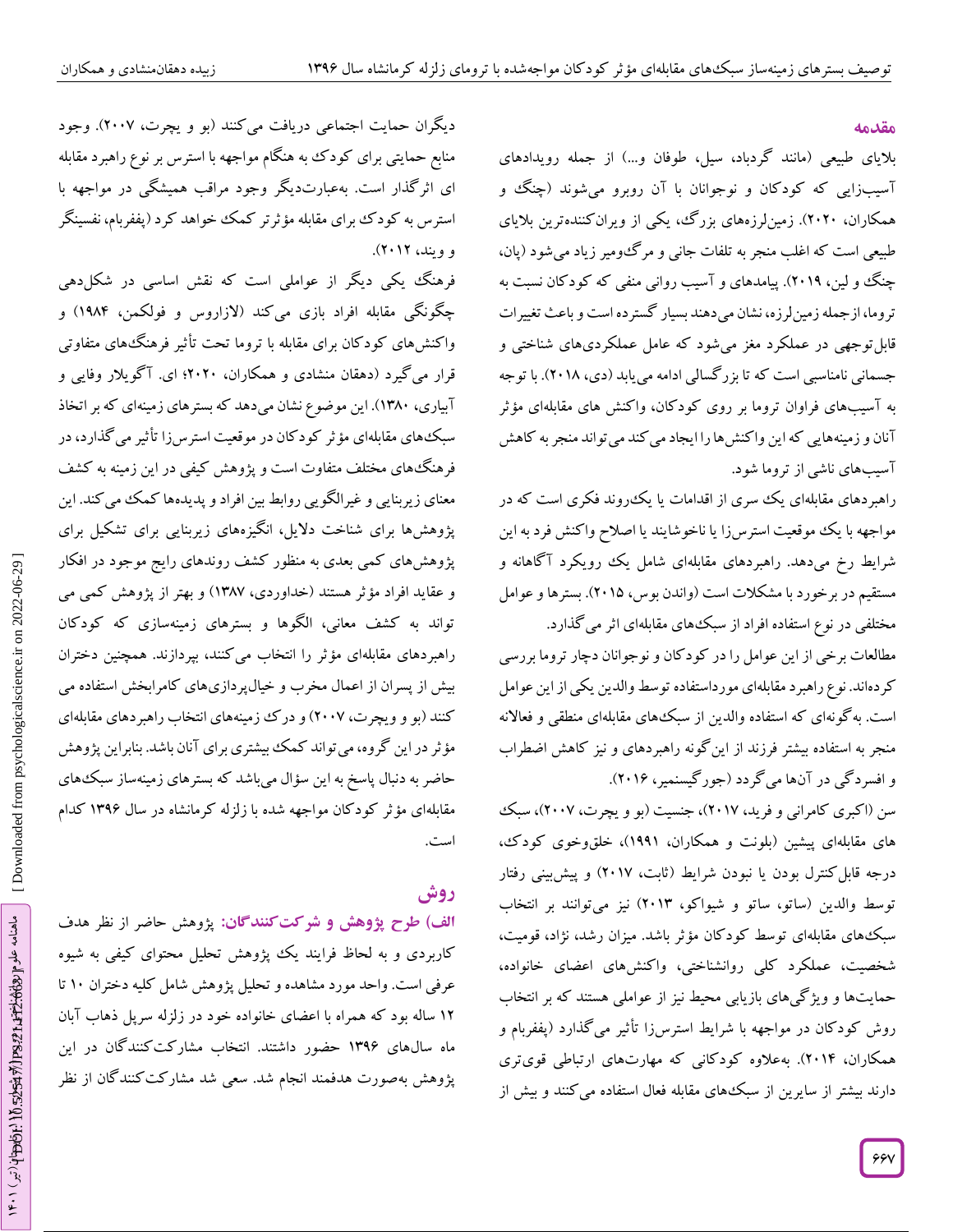## مقدمه

بلایای طبیعی (مانند گردباد، سیل، طوفان و...) از جمله رویدادهای آسیب‌زایی که کودکان و نوجوانان با آن روبرو می‌شوند (چنگ و همکاران، ۲۰۲۰). زمین‌لرزه‌های بزرگ، یکی از ویران‌کننده‌ترین بلایای طبیعی است که اغلب منجر به تلفات جانی و مرگ‌ومیر زیاد می‌شود (پان، چنگ و لین، ۲۰۱۹). پیامدهای و آسیب روانی منفی که کودکان نسبت به تروما، ازجمله زمین‌لرزه، نشان می‌دهند بسیار گسترده است و باعث تغییرات قابل‌توجهی در عملکرد مغز می‌شود که عامل عملکردی‌های شناختی و جسمانی نامناسبی است که تا بزرگسالی ادامه می‌یابد (دی، ۲۰۱۸). با توجه به آسیب‌های فراوان تروما بر روی کودکان، واکنش های مقابله‌ای مؤثر آنان و زمینه‌هایی که این واکنش‌ها را ایجاد می‌کند می‌تواند منجر به کاهش آسیب‌های ناشی از تروما شود.

راهبردهای مقابله‌ای یک سری از اقدامات یا یک‌روند فکری است که در مواجهه با یک موقعیت استرس‌زا یا ناخوشایند یا اصلاح واکنش فرد به این شرایط رخ می‌دهد. راهبردهای مقابله‌ای شامل یک رویکرد آگاهانه و مستقیم در برخورد با مشکلات است (واندن بوس، ۲۰۱۵). بسترها و عوامل مختلفی در نوع استفاده افراد از سبک‌های مقابله‌ای اثر می‌گذارد.

مطالعات برخی از این عوامل را در کودکان و نوجوانان دچار تروما بررسی کرده‌اند. نوع راهبرد مقابله‌ای مورداستفاده توسط والدین یکی از این عوامل است. به‌گونه‌ای که استفاده والدین از سبک‌های مقابله‌ای منطقی و فعالانه منجر به استفاده بیشتر فرزند از این‌گونه راهبردهای و نیز کاهش اضطراب و افسردگی در آن‌ها می‌گردد (جورگیسنمیر، ۲۰۱۶).

سن (اکبری کامرانی و فرید، ۲۰۱۷)، جنسیت (بو و یچرت، ۲۰۰۷)، سبک های مقابله‌ای پیشین (بلونت و همکاران، ۱۹۹۱)، خلق‌وخوی کودک، درجه قابل‌کنترل بودن یا نبودن شرایط (ثابت، ۲۰۱۷) و پیش‌بینی رفتار توسط والدین (ساتو، ساتو و شیواکو، ۲۰۱۳) نیز می‌توانند بر انتخاب سبک‌های مقابله‌ای توسط کودکان مؤثر باشد. میزان رشد، نژاد، قومیت، شخصیت، عملکرد کلی روانشناختی، واکنش‌های اعضای خانواده، حمایت‌ها و ویژگی‌های بازیابی محیط نیز از عواملی هستند که بر انتخاب روش کودکان در مواجهه با شرایط استرس‌زا تأثیر می‌گذارد (پفیربام و همکاران، ۲۰۱۴). به‌علاوه کودکانی که مهارت‌های ارتباطی قوی‌تری دارند بیشتر از سایرین از سبک‌های مقابله فعال استفاده می‌کنند و بیش از دیگران حمایت اجتماعی دریافت می‌کنند (بو و یچرت، ۲۰۰۷). وجود منابع حمایتی برای کودک به هنگام مواجهه با استرس بر نوع راهبرد مقابله ای اثرگذار است. به‌عبارت‌دیگر وجود مراقب همیشگی در مواجهه با استرس به کودک برای مقابله مؤثرتر کمک خواهد کرد (پفیربام، نفسینگر و ویند، ۲۰۱۲).

فرهنگ یکی دیگر از عواملی است که نقش اساسی در شکل‌دهی چگونگی مقابله افراد بازی می‌کند (لازاروس و فولکمن، ۱۹۸۴) و واکنش‌های کودکان برای مقابله با تروما تحت تأثیر فرهنگ‌های متفاوتی قرار می‌گیرد (دهقان منشادی و همکاران، ۲۰۲۰؛ ای. آگویلار وفایی و آبیاری، ۱۳۸۰). این موضوع نشان می‌دهد که بسترهای زمینه‌ای که بر اتخاذ سبک‌های مقابله‌ای مؤثر کودکان در موقعیت استرس‌زا تأثیر می‌گذارد، در فرهنگ‌های مختلف متفاوت است و پژوهش کیفی در این زمینه به کشف معنای زیربنایی و غیرالگویی روابط بین افراد و پدیده‌ها کمک می‌کند. این پژوهش‌ها برای شناخت دلایل، انگیزه‌های زیربنایی برای تشکیل برای پژوهش‌های کمی بعدی به منظور کشف روندهای رایج موجود در افکار و عقاید افراد مؤثر هستند (خداوردی، ۱۳۸۷) و بهتر از پژوهش کمی می تواند به کشف معانی، الگوها و بسترهای زمینه‌سازی که کودکان راهبردهای مقابله‌ای مؤثر را انتخاب می‌کنند، بپردازند. همچنین دختران بیش از پسران از اعمال مخرب و خیال‌پردازی‌های کامرابخش استفاده می کنند (بو و ویچرت، ۲۰۰۷) و درک زمینه‌های انتخاب راهبردهای مقابله‌ای مؤثر در این گروه، می‌تواند کمک بیشتری برای آنان باشد. بنابراین پژوهش حاضر به دنبال پاسخ به این سؤال می‌باشد که بسترهای زمینه‌ساز سبک‌های مقابله‌ای مؤثر کودکان مواجهه شده با زلزله کرمانشاه در سال ۱۳۹۶ کدام است.

## روش

**الف) طرح پژوهش و شرکت‌کنندگان:** پژوهش حاضر از نظر هدف کاربردی و به لحاظ فرایند یک پژوهش تحلیل محتوای کیفی به شیوه عرفی است. واحد مورد مشاهده و تحلیل پژوهش شامل کلیه دختران ۱۰ تا ۱۲ ساله بود که همراه با اعضای خانواده خود در زلزله سرپل ذهاب آبان ماه سال‌های ۱۳۹۶ حضور داشتند. انتخاب مشارکت‌کنندگان در این پژوهش به‌صورت هدفمند انجام شد. سعی شد مشارکت‌کنندگان از نظر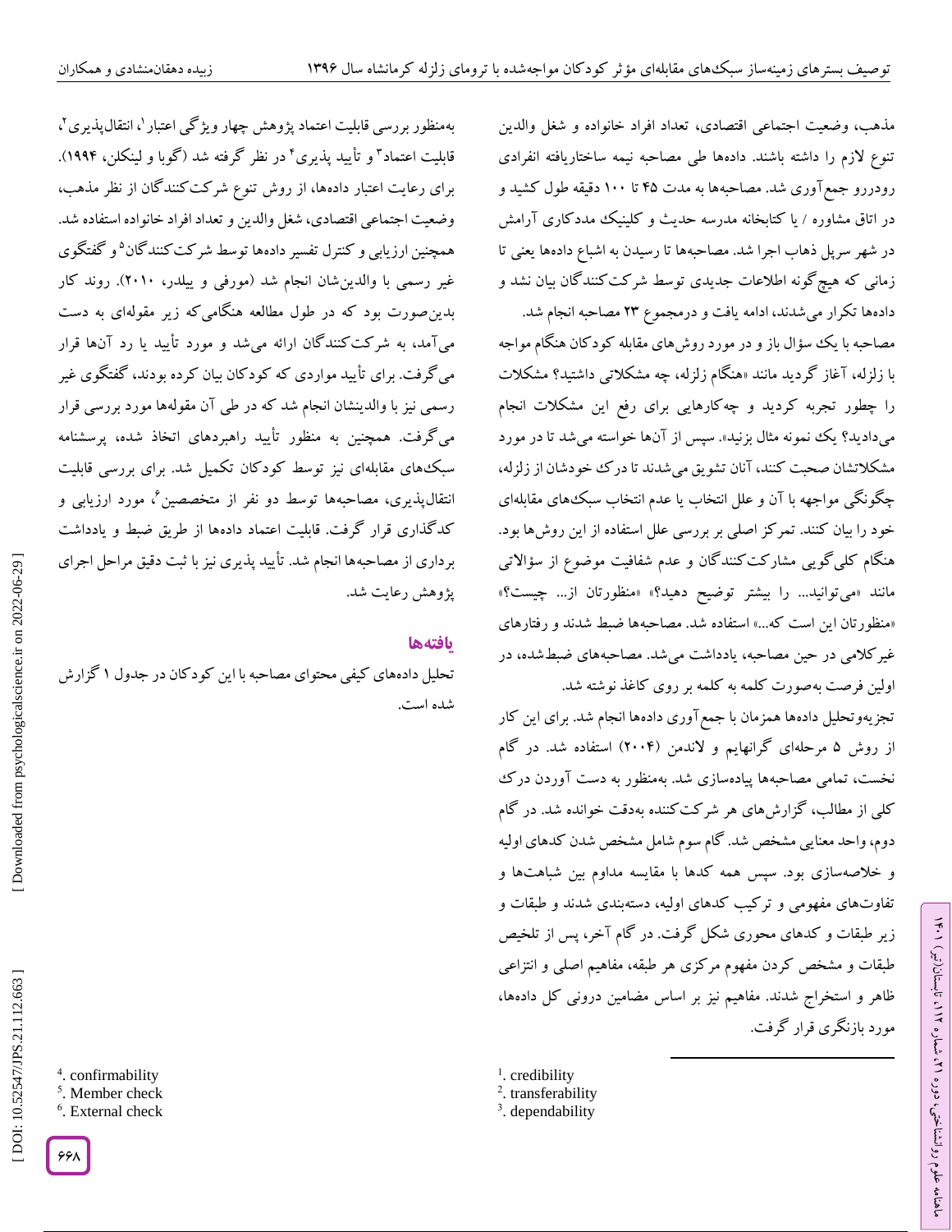مذهب، وضعیت اجتماعی اقتصادی، تعداد افراد خانواده و شغل والدین تنوع لازم را داشته باشند. داده‌ها طی مصاحبه نیمه ساختاریافته انفرادی رودررو جمع‌آوری شد. مصاحبه‌ها به مدت ۴۵ تا ۱۰۰ دقیقه طول کشید و در اتاق مشاوره / یا کتابخانه مدرسه حدیث و کلینیک مددکاری آرامش در شهر سرپل ذهاب اجرا شد. مصاحبه‌ها تا رسیدن به اشباع داده‌ها یعنی تا زمانی که هیچ‌گونه اطلاعات جدیدی توسط شرکت‌کنندگان بیان نشد و داده‌ها تکرار می‌شدند، ادامه یافت و درمجموع ۲۳ مصاحبه انجام شد.

مصاحبه با یک سؤال باز و در مورد روش‌های مقابله کودکان هنگام مواجه با زلزله، آغاز گردید مانند «هنگام زلزله، چه مشکلاتی داشتید؟ مشکلات را چطور تجربه کردید و چه‌کارهایی برای رفع این مشکلات انجام می‌دادید؟ یک نمونه مثال بزنید». سپس از آن‌ها خواسته می‌شد تا در مورد مشکلاتشان صحبت کنند، آنان تشویق می‌شدند تا درک خودشان از زلزله، چگونگی مواجهه با آن و علل انتخاب یا عدم انتخاب سبک‌های مقابله‌ای خود را بیان کنند. تمرکز اصلی بر بررسی علل استفاده از این روش‌ها بود. هنگام کلی‌گویی مشارکت‌کنندگان و عدم شفافیت موضوع از سؤالاتی مانند «می‌توانید... را بیشتر توضیح دهید؟» «منظورتان از... چیست؟» «منظورتان این است که...» استفاده شد. مصاحبه‌ها ضبط شدند و رفتارهای غیرکلامی در حین مصاحبه، یادداشت می‌شد. مصاحبه‌های ضبط‌شده، در اولین فرصت به‌صورت کلمه به کلمه بر روی کاغذ نوشته شد.

تجزیه‌وتحلیل داده‌ها همزمان با جمع‌آوری داده‌ها انجام شد. برای این کار از روش ۵ مرحله‌ای گرانهایم و لاندمن (۲۰۰۴) استفاده شد. در گام نخست، تمامی مصاحبه‌ها پیاده‌سازی شد. به‌منظور به دست آوردن درک کلی از مطالب، گزارش‌های هر شرکت‌کننده به‌دقت خوانده شد. در گام دوم، واحد معنایی مشخص شد. گام سوم شامل مشخص شدن کدهای اولیه و خلاصه‌سازی بود. سپس همه کدها با مقایسه مداوم بین شباهت‌ها و تفاوت‌های مفهومی و ترکیب کدهای اولیه، دسته‌بندی شدند و طبقات و زیر طبقات و کدهای محوری شکل گرفت. در گام آخر، پس از تلخیص طبقات و مشخص کردن مفهوم مرکزی هر طبقه، مفاهیم اصلی و انتزاعی ظاهر و استخراج شدند. مفاهیم نیز بر اساس مضامین درونی کل داده‌ها، مورد بازنگری قرار گرفت.

به‌منظور بررسی قابلیت اعتماد پژوهش چهار ویژگی اعتبار[1]، انتقال‌پذیری[2]، قابلیت اعتماد[3] و تأیید پذیری[4] در نظر گرفته شد (گوبا و لینکلن، ۱۹۹۴). برای رعایت اعتبار داده‌ها، از روش تنوع شرکت‌کنندگان از نظر مذهب، وضعیت اجتماعی اقتصادی، شغل والدین و تعداد افراد خانواده استفاده شد. همچنین ارزیابی و کنترل تفسیر داده‌ها توسط شرکت‌کنندگان[5] و گفتگوی غیر رسمی با والدین‌شان انجام شد (مورفی و ییلدر، ۲۰۱۰). روند کار بدین‌صورت بود که در طول مطالعه هنگامی‌که زیر مقوله‌ای به دست می‌آمد، به شرکت‌کنندگان ارائه می‌شد و مورد تأیید یا رد آن‌ها قرار می‌گرفت. برای تأیید مواردی که کودکان بیان کرده بودند، گفتگوی غیر رسمی نیز با والدینشان انجام شد که در طی آن مقوله‌ها مورد بررسی قرار می‌گرفت. همچنین به منظور تأیید راهبردهای اتخاذ شده، پرسشنامه سبک‌های مقابله‌ای نیز توسط کودکان تکمیل شد. برای بررسی قابلیت انتقال‌پذیری، مصاحبه‌ها توسط دو نفر از متخصصین[6]، مورد ارزیابی و کدگذاری قرار گرفت. قابلیت اعتماد داده‌ها از طریق ضبط و یادداشت برداری از مصاحبه‌ها انجام شد. تأیید پذیری نیز با ثبت دقیق مراحل اجرای پژوهش رعایت شد.

## یافته‌ها

تحلیل داده‌های کیفی محتوای مصاحبه با این کودکان در جدول ۱ گزارش شده است.

[1]. credibility
[2]. transferability
[3]. dependability
[4]. confirmability
[5]. Member check
[6]. External check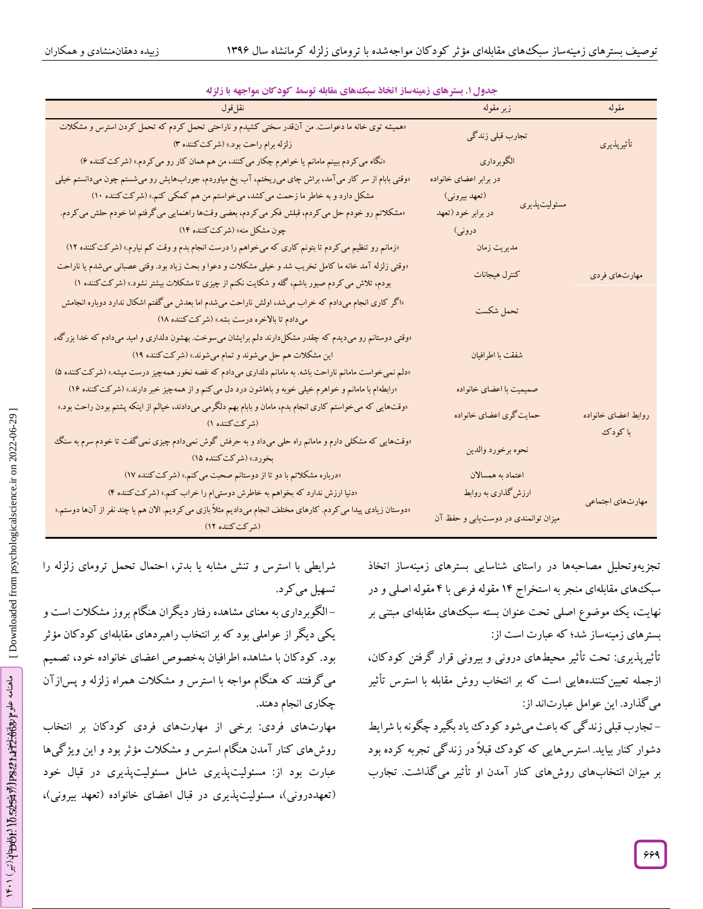**جدول ۱. بسترهای زمینه‌ساز اتخاذ سبک‌های مقابله توسط کودکان مواجهه با زلزله**

| مقوله | زیر مقوله | | نقل‌قول |
|---|---|---|---|
| تأثیرپذیری | تجارب قبلی زندگی | | «همیشه توی خانه ما دعواست. من آن‌قدر سختی کشیدم و ناراحتی تحمل کردم که تحمل کردن استرس و مشکلات زلزله برام راحت بود.» (شرکت‌کننده ۳) |
| | الگوبرداری | | «نگاه می‌کردم ببینم مامانم یا خواهرم چکار می‌کنند، من هم همان کار رو می‌کردم.» (شرکت‌کننده ۶) |
| | مسئولیت‌پذیری | در برابر اعضای خانواده (تعهد بیرونی) | «وقتی بابام از سر کار می‌آمد، براش چای می‌ریختم، آب یخ میاوردم، جوراب‌هایش رو می‌شستم چون می‌دانستم خیلی مشکل دارد و به خاطر ما زحمت می‌کشد، می‌خواستم من هم کمکی کنم.» (شرکت‌کننده ۱۰) |
| | | در برابر خود (تعهد درونی) | «مشکلاتم رو خودم حل می‌کردم، قبلش فکر می‌کردم، بعضی وقت‌ها راهنمایی می‌گرفتم اما خودم حلش می‌کردم. چون مشکل منه» (شرکت‌کننده ۱۴) |
| مهارت‌های فردی | مدیریت زمان | | «زمانم رو تنظیم می‌کردم تا بتونم کاری که می‌خواهم را درست انجام بدم و وقت کم نیارم.» (شرکت‌کننده ۱۲) |
| | کنترل هیجانات | | «وقتی زلزله آمد خانه ما کامل تخریب شد و خیلی مشکلات و دعوا و بحث زیاد بود. وقتی عصبانی می‌شدم یا ناراحت بودم، تلاش می‌کردم صبور باشم، گله و شکایت نکنم از چیزی تا مشکلات بیشتر نشود.» (شرکت‌کننده ۱) |
| | تحمل شکست | | «اگر کاری انجام می‌دادم که خراب می‌شد، اولش ناراحت می‌شدم اما بعدش می‌گفتم اشکال ندارد دوباره انجامش می‌دادم تا بالاخره درست بشه.» (شرکت‌کننده ۱۸) |
| روابط اعضای خانواده با کودک | شفقت با اطرافیان | | «وقتی دوستانم رو می‌دیدم که چقدر مشکل دارند دلم برایشان می‌سوخت. بهشون دلداری و امید می‌دادم که خدا بزرگه، این مشکلات هم حل می‌شوند و تمام می‌شوند.» (شرکت‌کننده ۱۹) |
| | | | «دلم نمی‌خواست مامانم ناراحت باشه. به مامانم دلداری می‌دادم که غصه نخور همه‌چیز درست میشه.» (شرکت‌کننده ۵) |
| | صمیمیت با اعضای خانواده | | «رابطه‌ام با مامانم و خواهرم خیلی خوبه و باهاشون درد دل می‌کنم و از همه‌چیز خبر دارند.» (شرکت‌کننده ۱۶) |
| | حمایت‌گری اعضای خانواده | | «وقت‌هایی که می‌خواستم کاری انجام بدم، مامان و بابام بهم دلگرمی می‌دادند، خیالم از اینکه پشتم بودن راحت بود.» (شرکت‌کننده ۱) |
| | نحوه برخورد والدین | | «وقت‌هایی که مشکلی دارم و مامانم راه حلی می‌داد و به حرفش گوش نمی‌دادم چیزی نمی‌گفت تا خودم سرم به سنگ بخورد.» (شرکت‌کننده ۱۵) |
| مهارت‌های اجتماعی | اعتماد به همسالان | | «درباره مشکلاتم با دو تا از دوستانم صحبت می‌کنم.» (شرکت‌کننده ۱۷) |
| | ارزش‌گذاری به روابط | | «دنیا ارزش ندارد که بخواهم به خاطرش دوستی‌ام را خراب کنم.» (شرکت‌کننده ۴) |
| | میزان توانمندی در دوست‌یابی و حفظ آن | | «دوستان زیادی پیدا می‌کردم. کارهای مختلف انجام می‌دادیم مثلاً بازی می‌کردیم. الان هم با چند نفر از آن‌ها دوستم.» (شرکت‌کننده ۱۲) |

تجزیه‌وتحلیل مصاحبه‌ها در راستای شناسایی بسترهای زمینه‌ساز اتخاذ سبک‌های مقابله‌ای منجر به استخراج ۱۴ مقوله فرعی با ۴ مقوله اصلی و در نهایت، یک موضوع اصلی تحت عنوان بسته سبک‌های مقابله‌ای مبتنی بر بسترهای زمینه‌ساز شد؛ که عبارت است از:

تأثیرپذیری: تحت تأثیر محیط‌های درونی و بیرونی قرار گرفتن کودکان، ازجمله تعیین‌کننده‌هایی است که بر انتخاب روش مقابله با استرس تأثیر می‌گذارد. این عوامل عبارت‌اند از:

– تجارب قبلی زندگی که باعث می‌شود کودک یاد بگیرد چگونه با شرایط دشوار کنار بیاید. استرس‌هایی که کودک قبلاً در زندگی تجربه کرده بود بر میزان انتخاب‌های روش‌های کنار آمدن او تأثیر می‌گذاشت. تجارب شرایطی با استرس و تنش مشابه یا بدتر، احتمال تحمل ترومای زلزله را تسهیل می‌کرد.

– الگوبرداری به معنای مشاهده رفتار دیگران هنگام بروز مشکلات است و یکی دیگر از عواملی بود که بر انتخاب راهبردهای مقابله‌ای کودکان مؤثر بود. کودکان با مشاهده اطرافیان به‌خصوص اعضای خانواده خود، تصمیم می‌گرفتند که هنگام مواجه با استرس و مشکلات همراه زلزله و پس‌ازآن چکاری انجام دهند.

مهارت‌های فردی: برخی از مهارت‌های فردی کودکان بر انتخاب روش‌های کنار آمدن هنگام استرس و مشکلات مؤثر بود و این ویژگی‌ها عبارت بود از: مسئولیت‌پذیری شامل مسئولیت‌پذیری در قبال خود (تعهددرونی)، مسئولیت‌پذیری در قبال اعضای خانواده (تعهد بیرونی)،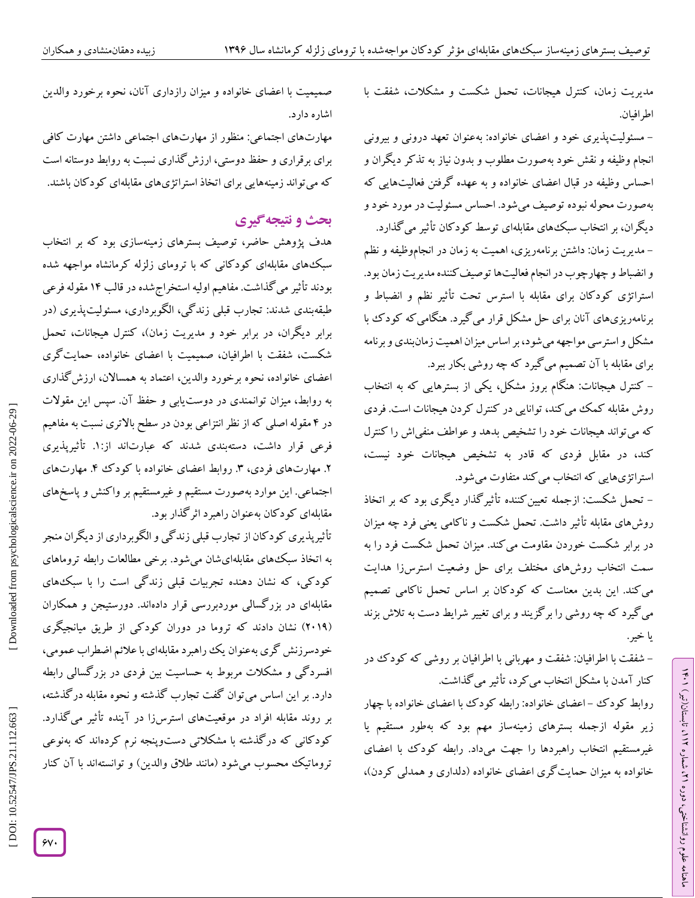مدیریت زمان، کنترل هیجانات، تحمل شکست و مشکلات، شفقت با اطرافیان.

- مسئولیت‌پذیری خود و اعضای خانواده: به‌عنوان تعهد درونی و بیرونی انجام وظیفه و نقش خود به‌صورت مطلوب و بدون نیاز به تذکر دیگران و احساس وظیفه در قبال اعضای خانواده و به عهده گرفتن فعالیت‌هایی که به‌صورت محوله نبوده توصیف می‌شود. احساس مسئولیت در مورد خود و دیگران، بر انتخاب سبک‌های مقابله‌ای توسط کودکان تأثیر می‌گذارد.

- مدیریت زمان: داشتن برنامه‌ریزی، اهمیت به زمان در انجام‌وظیفه و نظم و انضباط و چهارچوب در انجام فعالیت‌ها توصیف‌کننده مدیریت زمان بود. استراتژی کودکان برای مقابله با استرس تحت تأثیر نظم و انضباط و برنامه‌ریزی‌های آنان برای حل مشکل قرار می‌گیرد. هنگامی‌که کودک با مشکل و استرسی مواجهه می‌شود، بر اساس میزان اهمیت زمان‌بندی و برنامه برای مقابله با آن تصمیم می‌گیرد که چه روشی بکار ببرد.

- کنترل هیجانات: هنگام بروز مشکل، یکی از بسترهایی که به انتخاب روش مقابله کمک می‌کند، توانایی در کنترل کردن هیجانات است. فردی که می‌تواند هیجانات خود را تشخیص بدهد و عواطف منفی‌اش را کنترل کند، در مقابل فردی که قادر به تشخیص هیجانات خود نیست، استراتژی‌هایی که انتخاب می‌کند متفاوت می‌شود.

- تحمل شکست: ازجمله تعیین‌کننده تأثیرگذار دیگری بود که بر اتخاذ روش‌های مقابله تأثیر داشت. تحمل شکست و ناکامی یعنی فرد چه میزان در برابر شکست خوردن مقاومت می‌کند. میزان تحمل شکست فرد را به سمت انتخاب روش‌های مختلف برای حل وضعیت استرس‌زا هدایت می‌کند. این بدین معناست که کودکان بر اساس تحمل ناکامی تصمیم می‌گیرد که چه روشی را برگزینند و برای تغییر شرایط دست به تلاش بزنند یا خیر.

- شفقت با اطرافیان: شفقت و مهربانی با اطرافیان بر روشی که کودک در کنار آمدن با مشکل انتخاب می‌کرد، تأثیر می‌گذاشت.

روابط کودک - اعضای خانواده: رابطه کودک با اعضای خانواده با چهار زیر مقوله ازجمله بسترهای زمینه‌ساز مهم بود که به‌طور مستقیم یا غیرمستقیم انتخاب راهبردها را جهت می‌داد. رابطه کودک با اعضای خانواده به میزان حمایت‌گری اعضای خانواده (دلداری و همدلی کردن)، صمیمیت با اعضای خانواده و میزان رازداری آنان، نحوه برخورد والدین اشاره دارد.

مهارت‌های اجتماعی: منظور از مهارت‌های اجتماعی داشتن مهارت کافی برای برقراری و حفظ دوستی، ارزش‌گذاری نسبت به روابط دوستانه است که می‌تواند زمینه‌هایی برای اتخاذ استراتژی‌های مقابله‌ای کودکان باشند.

## بحث و نتیجه‌گیری

هدف پژوهش حاضر، توصیف بسترهای زمینه‌سازی بود که بر انتخاب سبک‌های مقابله‌ای کودکانی که با ترومای زلزله کرمانشاه مواجهه شده بودند تأثیر می‌گذاشت. مفاهیم اولیه استخراج‌شده در قالب ۱۴ مقوله فرعی طبقه‌بندی شدند: تجارب قبلی زندگی، الگوبرداری، مسئولیت‌پذیری (در برابر دیگران، در برابر خود و مدیریت زمان)، کنترل هیجانات، تحمل شکست، شفقت با اطرافیان، صمیمیت با اعضای خانواده، حمایت‌گری اعضای خانواده، نحوه برخورد والدین، اعتماد به همسالان، ارزش‌گذاری به روابط، میزان توانمندی در دوست‌یابی و حفظ آن. سپس این مقولات در ۴ مقوله اصلی که از نظر انتزاعی بودن در سطح بالاتری نسبت به مفاهیم فرعی قرار داشت، دسته‌بندی شدند که عبارت‌اند از:۱. تأثیرپذیری ۲. مهارت‌های فردی، ۳. روابط اعضای خانواده با کودک ۴. مهارت‌های اجتماعی. این موارد به‌صورت مستقیم و غیرمستقیم بر واکنش و پاسخ‌های مقابله‌ای کودکان به‌عنوان راهبرد اثرگذار بود.

تأثیرپذیری کودکان از تجارب قبلی زندگی و الگوبرداری از دیگران منجر به اتخاذ سبک‌های مقابله‌ای‌شان می‌شود. برخی مطالعات رابطه تروماهای کودکی، که نشان دهنده تجربیات قبلی زندگی است را با سبک‌های مقابله‌ای در بزرگسالی موردبررسی قرار داده‌اند. دورستیجن و همکاران (۲۰۱۹) نشان دادند که تروما در دوران کودکی از طریق میانجیگری خودسرزنش گری به‌عنوان یک راهبرد مقابله‌ای با علائم اضطراب عمومی، افسردگی و مشکلات مربوط به حساسیت بین فردی در بزرگسالی رابطه دارد. بر این اساس می‌توان گفت تجارب گذشته و نحوه مقابله درگذشته، بر روند مقابله افراد در موقعیت‌های استرس‌زا در آینده تأثیر می‌گذارد. کودکانی که درگذشته با مشکلاتی دست‌وپنجه نرم کرده‌اند که به‌نوعی تروماتیک محسوب می‌شود (مانند طلاق والدین) و توانسته‌اند با آن کنار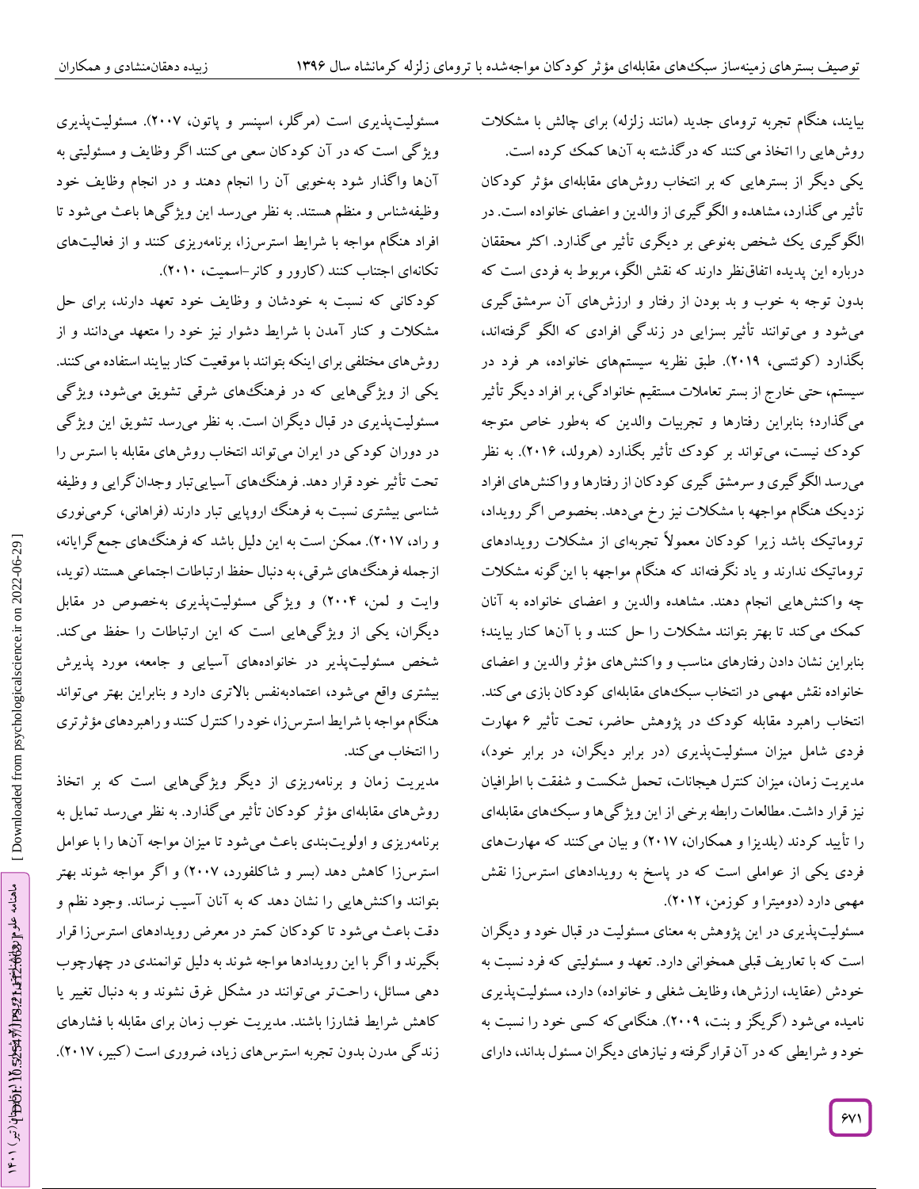بیایند، هنگام تجربه ترومای جدید (مانند زلزله) برای چالش با مشکلات روش‌هایی را اتخاذ می‌کنند که درگذشته به آن‌ها کمک کرده است.

یکی دیگر از بسترهایی که بر انتخاب روش‌های مقابله‌ای مؤثر کودکان تأثیر می‌گذارد، مشاهده و الگوگیری از والدین و اعضای خانواده است. در الگوگیری یک شخص به‌نوعی بر دیگری تأثیر می‌گذارد. اکثر محققان درباره این پدیده اتفاق‌نظر دارند که نقش الگو، مربوط به فردی است که بدون توجه به خوب و بد بودن از رفتار و ارزش‌های آن سرمشق‌گیری می‌شود و می‌توانند تأثیر بسزایی در زندگی افرادی که الگو گرفته‌اند، بگذارد (کوئتسی، ۲۰۱۹). طبق نظریه سیستم‌های خانواده، هر فرد در سیستم، حتی خارج از بستر تعاملات مستقیم خانوادگی، بر افراد دیگر تأثیر می‌گذارد؛ بنابراین رفتارها و تجربیات والدین که به‌طور خاص متوجه کودک نیست، می‌تواند بر کودک تأثیر بگذارد (هرولد، ۲۰۱۶). به نظر می‌رسد الگوگیری و سرمشق گیری کودکان از رفتارها و واکنش‌های افراد نزدیک هنگام مواجهه با مشکلات نیز رخ می‌دهد. بخصوص اگر رویداد، تروماتیک باشد زیرا کودکان معمولاً تجربه‌ای از مشکلات رویدادهای تروماتیک ندارند و یاد نگرفته‌اند که هنگام مواجهه با این‌گونه مشکلات چه واکنش‌هایی انجام دهند. مشاهده والدین و اعضای خانواده به آنان کمک می‌کند تا بهتر بتوانند مشکلات را حل کنند و با آن‌ها کنار بیایند؛ بنابراین نشان دادن رفتارهای مناسب و واکنش‌های مؤثر والدین و اعضای خانواده نقش مهمی در انتخاب سبک‌های مقابله‌ای کودکان بازی می‌کند.

انتخاب راهبرد مقابله کودک در پژوهش حاضر، تحت تأثیر ۶ مهارت فردی شامل میزان مسئولیت‌پذیری (در برابر دیگران، در برابر خود)، مدیریت زمان، میزان کنترل هیجانات، تحمل شکست و شفقت با اطرافیان نیز قرار داشت. مطالعات رابطه برخی از این ویژگی‌ها و سبک‌های مقابله‌ای را تأیید کردند (یلدیزا و همکاران، ۲۰۱۷) و بیان می‌کنند که مهارت‌های فردی یکی از عواملی است که در پاسخ به رویدادهای استرس‌زا نقش مهمی دارد (دومیترا و کوزمن، ۲۰۱۲).

مسئولیت‌پذیری در این پژوهش به معنای مسئولیت در قبال خود و دیگران است که با تعاریف قبلی همخوانی دارد. تعهد و مسئولیتی که فرد نسبت به خودش (عقاید، ارزش‌ها، وظایف شغلی و خانواده) دارد، مسئولیت‌پذیری نامیده می‌شود (گریگز و بنت، ۲۰۰۹). هنگامی که کسی خود را نسبت به خود و شرایطی که در آن قرارگرفته و نیازهای دیگران مسئول بداند، دارای مسئولیت‌پذیری است (مرگلر، اسپنسر و پاتون، ۲۰۰۷). مسئولیت‌پذیری ویژگی است که در آن کودکان سعی می‌کنند اگر وظایف و مسئولیتی به آن‌ها واگذار شود به‌خوبی آن را انجام دهند و در انجام وظایف خود وظیفه‌شناس و منظم هستند. به نظر می‌رسد این ویژگی‌ها باعث می‌شود تا افراد هنگام مواجه با شرایط استرس‌زا، برنامه‌ریزی کنند و از فعالیت‌های تکانه‌ای اجتناب کنند (کارور و کانر-اسمیت، ۲۰۱۰).

کودکانی که نسبت به خودشان و وظایف خود تعهد دارند، برای حل مشکلات و کنار آمدن با شرایط دشوار نیز خود را متعهد می‌دانند و از روش‌های مختلفی برای اینکه بتوانند با موقعیت کنار بیایند استفاده می‌کنند. یکی از ویژگی‌هایی که در فرهنگ‌های شرقی تشویق می‌شود، ویژگی مسئولیت‌پذیری در قبال دیگران است. به نظر می‌رسد تشویق این ویژگی در دوران کودکی در ایران می‌تواند انتخاب روش‌های مقابله با استرس را تحت تأثیر خود قرار دهد. فرهنگ‌های آسیایی‌تبار وجدان‌گرایی و وظیفه شناسی بیشتری نسبت به فرهنگ اروپایی تبار دارند (فراهانی، کرمی‌نوری و راد، ۲۰۱۷). ممکن است به این دلیل باشد که فرهنگ‌های جمع‌گرایانه، ازجمله فرهنگ‌های شرقی، به دنبال حفظ ارتباطات اجتماعی هستند (توید، وایت و لمن، ۲۰۰۴) و ویژگی مسئولیت‌پذیری به‌خصوص در مقابل دیگران، یکی از ویژگی‌هایی است که این ارتباطات را حفظ می‌کند. شخص مسئولیت‌پذیر در خانواده‌های آسیایی و جامعه، مورد پذیرش بیشتری واقع می‌شود، اعتمادبه‌نفس بالاتری دارد و بنابراین بهتر می‌تواند هنگام مواجه با شرایط استرس‌زا، خود را کنترل کنند و راهبردهای مؤثرتری را انتخاب می‌کند.

مدیریت زمان و برنامه‌ریزی از دیگر ویژگی‌هایی است که بر اتخاذ روش‌های مقابله‌ای مؤثر کودکان تأثیر می‌گذارد. به نظر می‌رسد تمایل به برنامه‌ریزی و اولویت‌بندی باعث می‌شود تا میزان مواجه آن‌ها را با عوامل استرس‌زا کاهش دهد (بسر و شاکلفورد، ۲۰۰۷) و اگر مواجه شوند بهتر بتوانند واکنش‌هایی را نشان دهد که به آنان آسیب نرساند. وجود نظم و دقت باعث می‌شود تا کودکان کمتر در معرض رویدادهای استرس‌زا قرار بگیرند و اگر با این رویدادها مواجه شوند به دلیل توانمندی در چهارچوب دهی مسائل، راحت‌تر می‌توانند در مشکل غرق نشوند و به دنبال تغییر یا کاهش شرایط فشارزا باشند. مدیریت خوب زمان برای مقابله با فشارهای زندگی مدرن بدون تجربه استرس‌های زیاد، ضروری است (کبیر، ۲۰۱۷).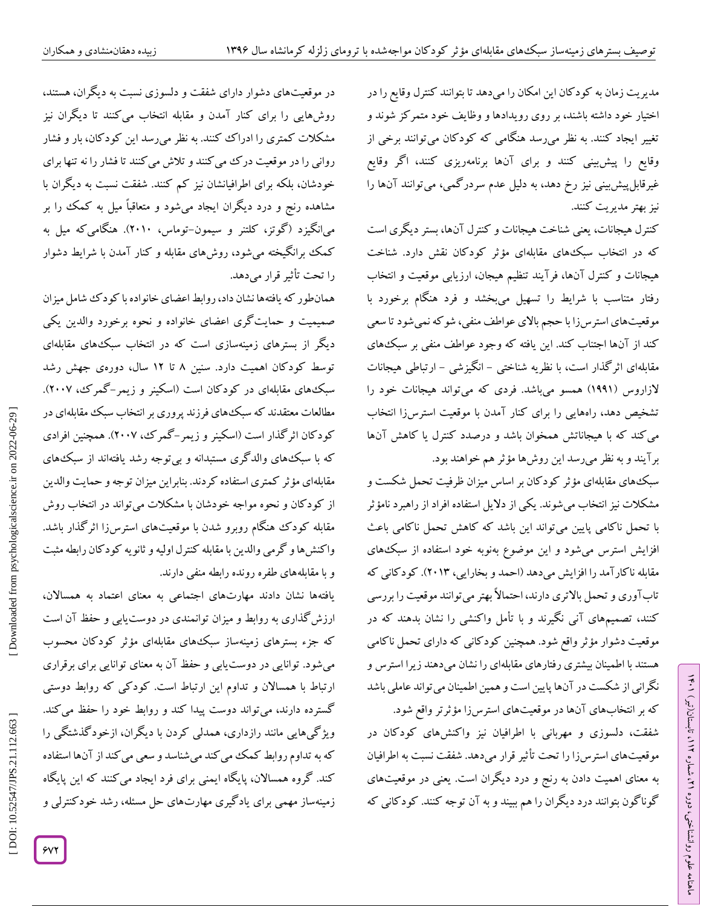مدیریت زمان به کودکان این امکان را می‌دهد تا بتوانند کنترل وقایع را در اختیار خود داشته باشند، بر روی رویدادها و وظایف خود متمرکز شوند و تغییر ایجاد کنند. به نظر می‌رسد هنگامی که کودکان می‌توانند برخی از وقایع را پیش‌بینی کنند و برای آن‌ها برنامه‌ریزی کنند، اگر وقایع غیرقابل‌پیش‌بینی نیز رخ دهد، به دلیل عدم سردرگمی، می‌توانند آن‌ها را نیز بهتر مدیریت کنند.

کنترل هیجانات، یعنی شناخت هیجانات و کنترل آن‌ها، بستر دیگری است که در انتخاب سبک‌های مقابله‌ای مؤثر کودکان نقش دارد. شناخت هیجانات و کنترل آن‌ها، فرآیند تنظیم هیجان، ارزیابی موقعیت و انتخاب رفتار متناسب با شرایط را تسهیل می‌بخشد و فرد هنگام برخورد با موقعیت‌های استرس‌زا با حجم بالای عواطف منفی، شوکه نمی‌شود تا سعی کند از آن‌ها اجتناب کند. این یافته که وجود عواطف منفی بر سبک‌های مقابله‌ای اثرگذار است، با نظریه شناختی - انگیزشی - ارتباطی هیجانات لازاروس (۱۹۹۱) همسو می‌باشد. فردی که می‌تواند هیجانات خود را تشخیص دهد، راه‌هایی را برای کنار آمدن با موقعیت استرس‌زا انتخاب می‌کند که با هیجاناتش همخوان باشد و درصدد کنترل یا کاهش آن‌ها برآیند و به نظر می‌رسد این روش‌ها مؤثر هم خواهند بود.

سبک‌های مقابله‌ای مؤثر کودکان بر اساس میزان ظرفیت تحمل شکست و مشکلات نیز انتخاب می‌شوند. یکی از دلایل استفاده افراد از راهبرد نامؤثر با تحمل ناکامی پایین می‌تواند این باشد که کاهش تحمل ناکامی باعث افزایش استرس می‌شود و این موضوع به‌نوبه خود استفاده از سبک‌های مقابله ناکارآمد را افزایش می‌دهد (احمد و بخارایی، ۲۰۱۳). کودکانی که تاب‌آوری و تحمل بالاتری دارند، احتمالاً بهتر می‌توانند موقعیت را بررسی کنند، تصمیم‌های آنی نگیرند و با تأمل واکنشی را نشان بدهند که در موقعیت دشوار مؤثر واقع شود. همچنین کودکانی که دارای تحمل ناکامی هستند با اطمینان بیشتری رفتارهای مقابله‌ای را نشان می‌دهند زیرا استرس و نگرانی از شکست در آن‌ها پایین است و همین اطمینان می‌تواند عاملی باشد که بر انتخاب‌های آن‌ها در موقعیت‌های استرس‌زا مؤثرتر واقع شود.

شفقت، دلسوزی و مهربانی با اطرافیان نیز واکنش‌های کودکان در موقعیت‌های استرس‌زا را تحت تأثیر قرار می‌دهد. شفقت نسبت به اطرافیان به معنای اهمیت دادن به رنج و درد دیگران است. یعنی در موقعیت‌های گوناگون بتوانند درد دیگران را هم ببیند و به آن توجه کنند. کودکانی که در موقعیت‌های دشوار دارای شفقت و دلسوزی نسبت به دیگران، هستند، روش‌هایی را برای کنار آمدن و مقابله انتخاب می‌کنند تا دیگران نیز مشکلات کمتری را ادراک کنند. به نظر می‌رسد این کودکان، بار و فشار روانی را در موقعیت درک می‌کنند و تلاش می‌کنند تا فشار را نه تنها برای خودشان، بلکه برای اطرافیانشان نیز کم کنند. شفقت نسبت به دیگران با مشاهده رنج و درد دیگران ایجاد می‌شود و متعاقباً میل به کمک را بر می‌انگیزد (گوتز، کلتنر و سیمون-توماس، ۲۰۱۰). هنگامی‌که میل به کمک برانگیخته می‌شود، روش‌های مقابله و کنار آمدن با شرایط دشوار را تحت تأثیر قرار می‌دهد.

همان‌طور که یافته‌ها نشان داد، روابط اعضای خانواده با کودک شامل میزان صمیمیت و حمایت‌گری اعضای خانواده و نحوه برخورد والدین یکی دیگر از بسترهای زمینه‌سازی است که در انتخاب سبک‌های مقابله‌ای توسط کودکان اهمیت دارد. سنین ۸ تا ۱۲ سال، دوره‌ی جهش رشد سبک‌های مقابله‌ای در کودکان است (اسکینر و زیمر-گمرک، ۲۰۰۷). مطالعات معتقدند که سبک‌های فرزند پروری بر انتخاب سبک مقابله‌ای در کودکان اثرگذار است (اسکینر و زیمر-گمرک، ۲۰۰۷). همچنین افرادی که با سبک‌های والدگری مستبدانه و بی‌توجه رشد یافته‌اند از سبک‌های مقابله‌ای مؤثر کمتری استفاده کردند. بنابراین میزان توجه و حمایت والدین از کودکان و نحوه مواجه خودشان با مشکلات می‌تواند در انتخاب روش مقابله کودک هنگام روبرو شدن با موقعیت‌های استرس‌زا اثرگذار باشد. واکنش‌ها و گرمی والدین با مقابله کنترل اولیه و ثانویه کودکان رابطه مثبت و با مقابله‌های طفره رونده رابطه منفی دارند.

یافته‌ها نشان دادند مهارت‌های اجتماعی به معنای اعتماد به همسالان، ارزش‌گذاری به روابط و میزان توانمندی در دوست‌یابی و حفظ آن است که جزء بسترهای زمینه‌ساز سبک‌های مقابله‌ای مؤثر کودکان محسوب می‌شود. توانایی در دوست‌یابی و حفظ آن به معنای توانایی برای برقراری ارتباط با همسالان و تداوم این ارتباط است. کودکی که روابط دوستی گسترده دارند، می‌تواند دوست پیدا کند و روابط خود را حفظ می‌کند. ویژگی‌هایی مانند رازداری، همدلی کردن با دیگران، ازخودگذشتگی را که به تداوم روابط کمک می‌کند می‌شناسد و سعی می‌کند از آن‌ها استفاده کند. گروه همسالان، پایگاه ایمنی برای فرد ایجاد می‌کنند که این پایگاه زمینه‌ساز مهمی برای یادگیری مهارت‌های حل مسئله، رشد خودکنترلی و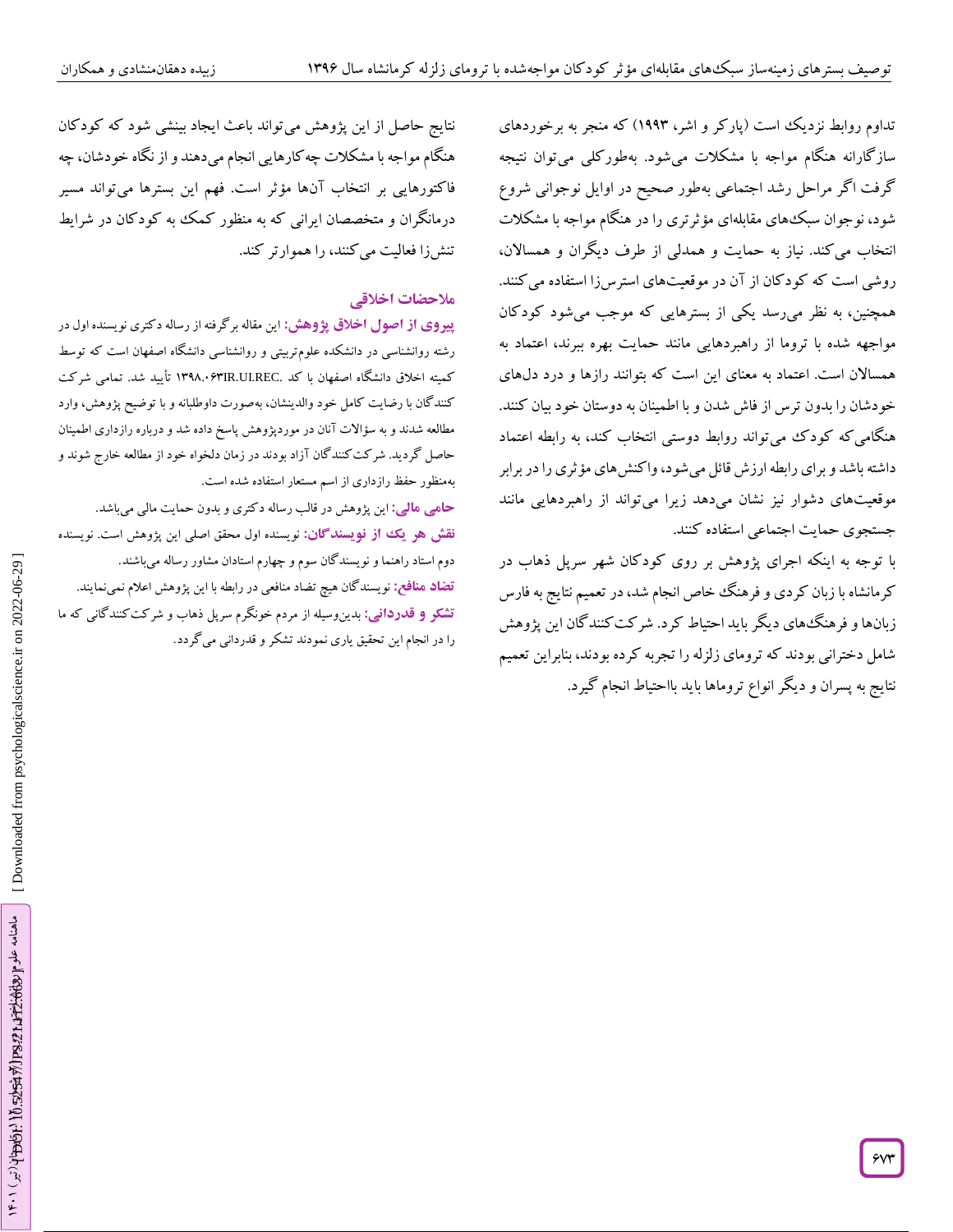تداوم روابط نزدیک است (پارکر و اشر، **۱۹۹۳**) که منجر به برخوردهای سازگارانه هنگام مواجه با مشکلات می‌شود. به‌طورکلی می‌توان نتیجه گرفت اگر مراحل رشد اجتماعی به‌طور صحیح در اوایل نوجوانی شروع شود، نوجوان سبک‌های مقابله‌ای مؤثرتری را در هنگام مواجه با مشکلات انتخاب می‌کند. نیاز به حمایت و همدلی از طرف دیگران و همسالان، روشی است که کودکان از آن در موقعیت‌های استرس‌زا استفاده می‌کنند. همچنین، به نظر می‌رسد یکی از بسترهایی که موجب می‌شود کودکان مواجهه شده با تروما از راهبردهایی مانند حمایت بهره ببرند، اعتماد به همسالان است. اعتماد به معنای این است که بتوانند رازها و درد دل‌های خودشان را بدون ترس از فاش شدن و با اطمینان به دوستان خود بیان کنند. هنگامی‌که کودک می‌تواند روابط دوستی انتخاب کند، به رابطه اعتماد داشته باشد و برای رابطه ارزش قائل می‌شود، واکنش‌های مؤثری را در برابر موقعیت‌های دشوار نیز نشان می‌دهد زیرا می‌تواند از راهبردهایی مانند جستجوی حمایت اجتماعی استفاده کنند.

با توجه به اینکه اجرای پژوهش بر روی کودکان شهر سرپل ذهاب در کرمانشاه با زبان کردی و فرهنگ خاص انجام شد، در تعمیم نتایج به فارس زبان‌ها و فرهنگ‌های دیگر باید احتیاط کرد. شرکت‌کنندگان این پژوهش شامل دخترانی بودند که ترومای زلزله را تجربه کرده بودند، بنابراین تعمیم نتایج به پسران و دیگر انواع تروماها باید بااحتیاط انجام گیرد.

نتایج حاصل از این پژوهش می‌تواند باعث ایجاد بینشی شود که کودکان هنگام مواجه با مشکلات چه‌کارهایی انجام می‌دهند و از نگاه خودشان، چه فاکتورهایی بر انتخاب آن‌ها مؤثر است. فهم این بسترها می‌تواند مسیر درمانگران و متخصصان ایرانی که به منظور کمک به کودکان در شرایط تنش‌زا فعالیت می‌کنند، را هموارتر کند.

## ملاحضات اخلاقی

**پیروی از اصول اخلاق پژوهش:** این مقاله برگرفته از رساله دکتری نویسنده اول در رشته روانشناسی در دانشکده علوم‌تربیتی و روانشناسی دانشگاه اصفهان است که توسط کمیته اخلاق دانشگاه اصفهان با کد IR.UI.REC.۱۳۹۸.۰۶۳ تأیید شد. تمامی شرکت کنندگان با رضایت کامل خود والدینشان، به‌صورت داوطلبانه و با توضیح پژوهش، وارد مطالعه شدند و به سؤالات آنان در موردپژوهش پاسخ داده شد و درباره رازداری اطمینان حاصل گردید. شرکت‌کنندگان آزاد بودند در زمان دلخواه خود از مطالعه خارج شوند و به‌منظور حفظ رازداری از اسم مستعار استفاده شده است.

**حامی مالی:** این پژوهش در قالب رساله دکتری و بدون حمایت مالی می‌باشد.

**نقش هر یک از نویسندگان:** نویسنده اول محقق اصلی این پژوهش است. نویسنده دوم استاد راهنما و نویسندگان سوم و چهارم استادان مشاور رساله می‌باشند.

**تضاد منافع:** نویسندگان هیچ تضاد منافعی در رابطه با این پژوهش اعلام نمی‌نمایند.

**تشکر و قدردانی:** بدین‌وسیله از مردم خونگرم سرپل ذهاب و شرکت‌کنندگانی که ما را در انجام این تحقیق یاری نمودند تشکر و قدردانی می‌گردد.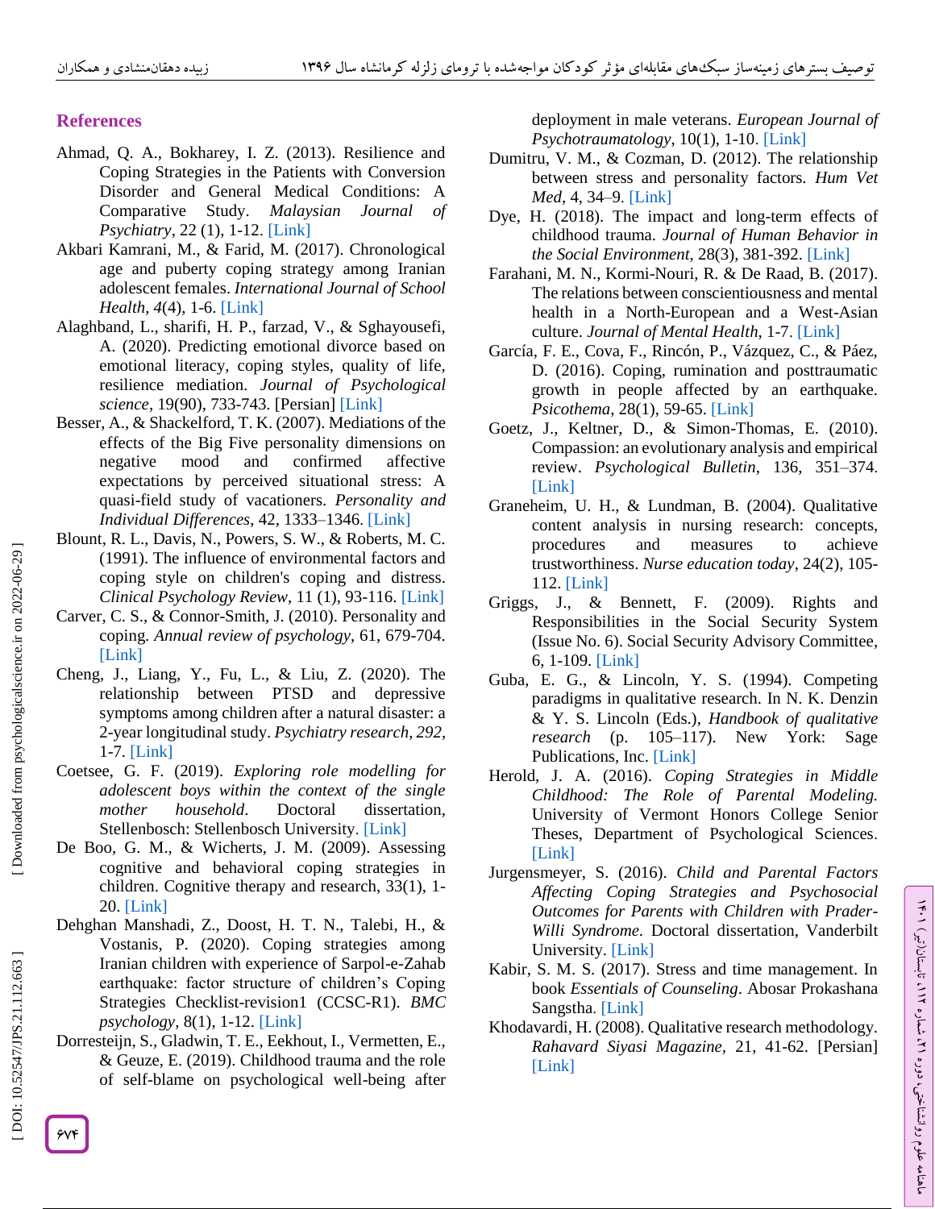## References

Ahmad, Q. A., Bokharey, I. Z. (2013). Resilience and Coping Strategies in the Patients with Conversion Disorder and General Medical Conditions: A Comparative Study. *Malaysian Journal of Psychiatry*, 22 (1), 1-12. [Link]

Akbari Kamrani, M., & Farid, M. (2017). Chronological age and puberty coping strategy among Iranian adolescent females. *International Journal of School Health*, *4*(4), 1-6. [Link]

Alaghband, L., sharifi, H. P., farzad, V., & Sghayousefi, A. (2020). Predicting emotional divorce based on emotional literacy, coping styles, quality of life, resilience mediation. *Journal of Psychological science*, 19(90), 733-743. [Persian] [Link]

Besser, A., & Shackelford, T. K. (2007). Mediations of the effects of the Big Five personality dimensions on negative mood and confirmed affective expectations by perceived situational stress: A quasi-field study of vacationers. *Personality and Individual Differences*, 42, 1333–1346. [Link]

Blount, R. L., Davis, N., Powers, S. W., & Roberts, M. C. (1991). The influence of environmental factors and coping style on children's coping and distress. *Clinical Psychology Review*, 11 (1), 93-116. [Link]

Carver, C. S., & Connor-Smith, J. (2010). Personality and coping. *Annual review of psychology*, 61, 679-704. [Link]

Cheng, J., Liang, Y., Fu, L., & Liu, Z. (2020). The relationship between PTSD and depressive symptoms among children after a natural disaster: a 2-year longitudinal study. *Psychiatry research*, *292*, 1-7. [Link]

Coetsee, G. F. (2019). *Exploring role modelling for adolescent boys within the context of the single mother household*. Doctoral dissertation, Stellenbosch: Stellenbosch University. [Link]

De Boo, G. M., & Wicherts, J. M. (2009). Assessing cognitive and behavioral coping strategies in children. Cognitive therapy and research, 33(1), 1-20. [Link]

Dehghan Manshadi, Z., Doost, H. T. N., Talebi, H., & Vostanis, P. (2020). Coping strategies among Iranian children with experience of Sarpol-e-Zahab earthquake: factor structure of children's Coping Strategies Checklist-revision1 (CCSC-R1). *BMC psychology*, 8(1), 1-12. [Link]

Dorresteijn, S., Gladwin, T. E., Eekhout, I., Vermetten, E., & Geuze, E. (2019). Childhood trauma and the role of self-blame on psychological well-being after deployment in male veterans. *European Journal of Psychotraumatology*, 10(1), 1-10. [Link]

Dumitru, V. M., & Cozman, D. (2012). The relationship between stress and personality factors. *Hum Vet Med*, 4, 34–9. [Link]

Dye, H. (2018). The impact and long-term effects of childhood trauma. *Journal of Human Behavior in the Social Environment*, 28(3), 381-392. [Link]

Farahani, M. N., Kormi-Nouri, R. & De Raad, B. (2017). The relations between conscientiousness and mental health in a North-European and a West-Asian culture. *Journal of Mental Health*, 1-7. [Link]

García, F. E., Cova, F., Rincón, P., Vázquez, C., & Páez, D. (2016). Coping, rumination and posttraumatic growth in people affected by an earthquake. *Psicothema*, 28(1), 59-65. [Link]

Goetz, J., Keltner, D., & Simon-Thomas, E. (2010). Compassion: an evolutionary analysis and empirical review. *Psychological Bulletin*, 136, 351–374. [Link]

Graneheim, U. H., & Lundman, B. (2004). Qualitative content analysis in nursing research: concepts, procedures and measures to achieve trustworthiness. *Nurse education today*, 24(2), 105-112. [Link]

Griggs, J., & Bennett, F. (2009). Rights and Responsibilities in the Social Security System (Issue No. 6). Social Security Advisory Committee, 6, 1-109. [Link]

Guba, E. G., & Lincoln, Y. S. (1994). Competing paradigms in qualitative research. In N. K. Denzin & Y. S. Lincoln (Eds.), *Handbook of qualitative research* (p. 105–117). New York: Sage Publications, Inc. [Link]

Herold, J. A. (2016). *Coping Strategies in Middle Childhood: The Role of Parental Modeling*. University of Vermont Honors College Senior Theses, Department of Psychological Sciences. [Link]

Jurgensmeyer, S. (2016). *Child and Parental Factors Affecting Coping Strategies and Psychosocial Outcomes for Parents with Children with Prader-Willi Syndrome*. Doctoral dissertation, Vanderbilt University. [Link]

Kabir, S. M. S. (2017). Stress and time management. In book *Essentials of Counseling*. Abosar Prokashana Sangstha. [Link]

Khodavardi, H. (2008). Qualitative research methodology. *Rahavard Siyasi Magazine*, 21, 41-62. [Persian] [Link]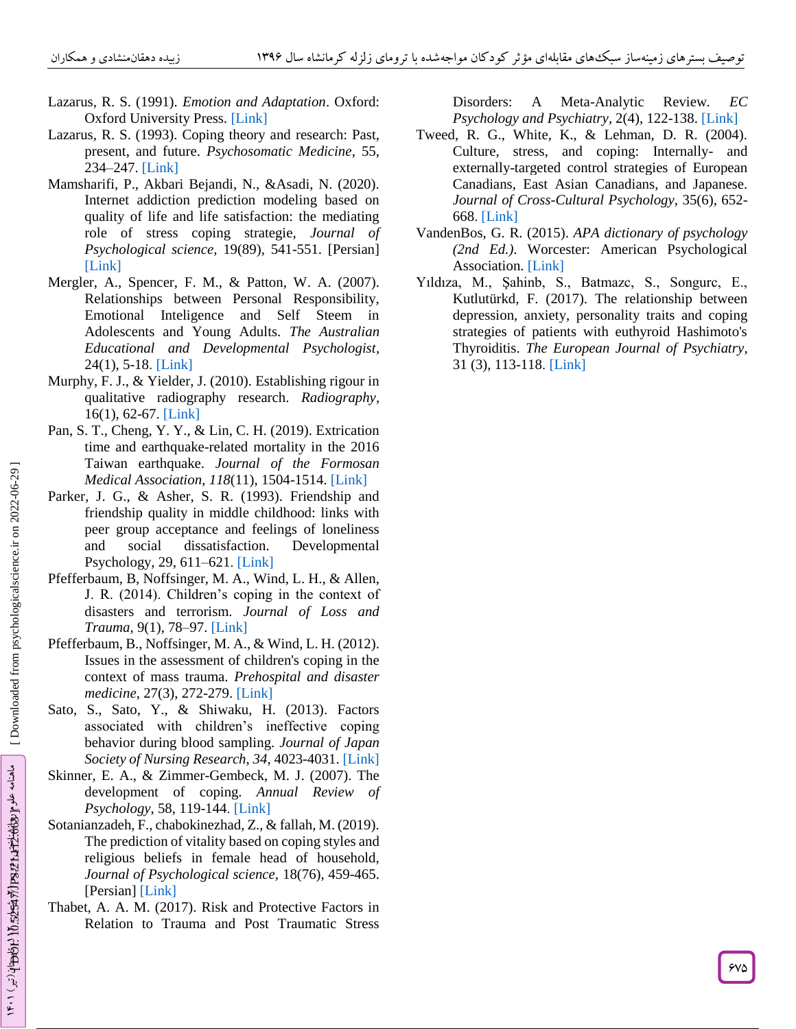Lazarus, R. S. (1991). *Emotion and Adaptation*. Oxford: Oxford University Press. [Link]

Lazarus, R. S. (1993). Coping theory and research: Past, present, and future. *Psychosomatic Medicine*, 55, 234–247. [Link]

Mamsharifi, P., Akbari Bejandi, N., &Asadi, N. (2020). Internet addiction prediction modeling based on quality of life and life satisfaction: the mediating role of stress coping strategie, *Journal of Psychological science,* 19(89), 541-551. [Persian] [Link]

Mergler, A., Spencer, F. M., & Patton, W. A. (2007). Relationships between Personal Responsibility, Emotional Inteligence and Self Steem in Adolescents and Young Adults. *The Australian Educational and Developmental Psychologist*, 24(1), 5-18. [Link]

Murphy, F. J., & Yielder, J. (2010). Establishing rigour in qualitative radiography research. *Radiography*, 16(1), 62-67. [Link]

Pan, S. T., Cheng, Y. Y., & Lin, C. H. (2019). Extrication time and earthquake-related mortality in the 2016 Taiwan earthquake. *Journal of the Formosan Medical Association*, *118*(11), 1504-1514. [Link]

Parker, J. G., & Asher, S. R. (1993). Friendship and friendship quality in middle childhood: links with peer group acceptance and feelings of loneliness and social dissatisfaction. Developmental Psychology, 29, 611–621. [Link]

Pfefferbaum, B, Noffsinger, M. A., Wind, L. H., & Allen, J. R. (2014). Children's coping in the context of disasters and terrorism. *Journal of Loss and Trauma*, 9(1), 78–97. [Link]

Pfefferbaum, B., Noffsinger, M. A., & Wind, L. H. (2012). Issues in the assessment of children's coping in the context of mass trauma. *Prehospital and disaster medicine*, 27(3), 272-279. [Link]

Sato, S., Sato, Y., & Shiwaku, H. (2013). Factors associated with children's ineffective coping behavior during blood sampling. *Journal of Japan Society of Nursing Research*, *34*, 4023-4031. [Link]

Skinner, E. A., & Zimmer-Gembeck, M. J. (2007). The development of coping. *Annual Review of Psychology*, 58, 119-144. [Link]

Sotanianzadeh, F., chabokinezhad, Z., & fallah, M. (2019). The prediction of vitality based on coping styles and religious beliefs in female head of household, *Journal of Psychological science,* 18(76), 459-465. [Persian] [Link]

Thabet, A. A. M. (2017). Risk and Protective Factors in Relation to Trauma and Post Traumatic Stress Disorders: A Meta-Analytic Review. *EC Psychology and Psychiatry*, 2(4), 122-138. [Link]

Tweed, R. G., White, K., & Lehman, D. R. (2004). Culture, stress, and coping: Internally- and externally-targeted control strategies of European Canadians, East Asian Canadians, and Japanese. *Journal of Cross-Cultural Psychology*, 35(6), 652-668. [Link]

VandenBos, G. R. (2015). *APA dictionary of psychology (2nd Ed.)*. Worcester: American Psychological Association. [Link]

Yıldıza, M., Şahinb, S., Batmazc, S., Songurc, E., Kutlutürkd, F. (2017). The relationship between depression, anxiety, personality traits and coping strategies of patients with euthyroid Hashimoto's Thyroiditis. *The European Journal of Psychiatry*, 31 (3), 113-118. [Link]